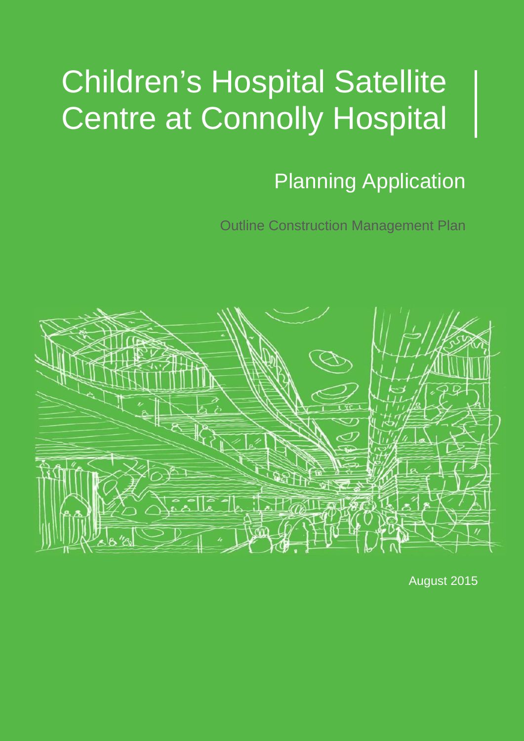# Children's Hospital Satellite Centre at Connolly Hospital

## Planning Application

Outline Construction Management Plan

August 2015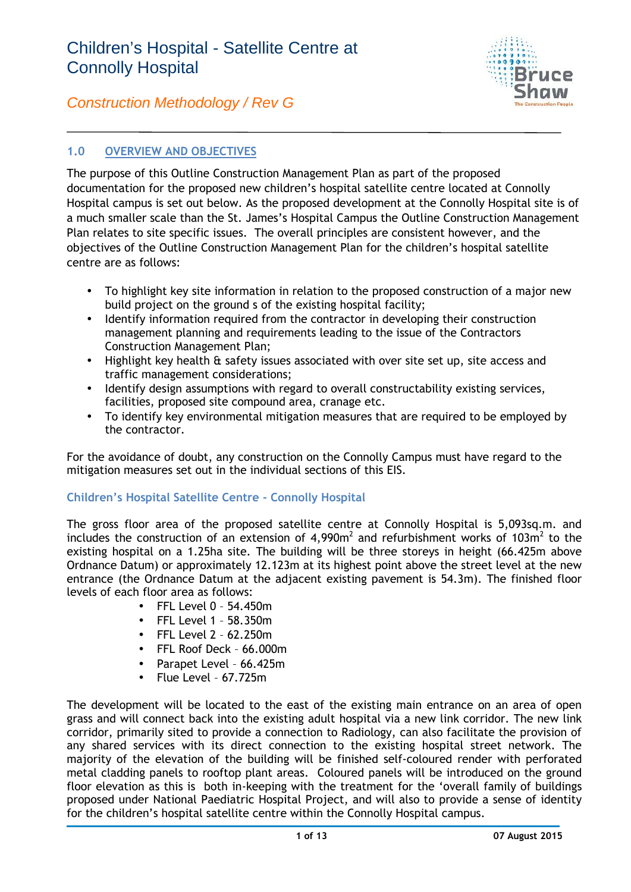## 1.0 OVERVIEW AND OBJECTIVES

The purpose of this Outline Construction Management Plan as part of the proposed documentation for the proposed new children's hospital satellite centre located at Connolly Hospital campus is set out below. As the proposed development at the Connolly Hospital site is of a much smaller scale than the St. James's Hospital Campus the Outline Construction Management Plan relates to site specific issues. The overall principles are consistent however, and the objectives of the Outline Construction Management Plan for the children's hospital satellite centre are as follows:

- To highlight key site information in relation to the proposed construction of a major new build project on the ground s of the existing hospital facility;
- Identify information required from the contractor in developing their construction management planning and requirements leading to the issue of the Contractors Construction Management Plan;
- Highlight key health & safety issues associated with over site set up, site access and traffic management considerations;
- Identify design assumptions with regard to overall constructability existing services, facilities, proposed site compound area, cranage etc.
- To identify key environmental mitigation measures that are required to be employed by the contractor.

For the avoidance of doubt, any construction on the Connolly Campus must have regard to the mitigation measures set out in the individual sections of this EIS.

### Children's Hospital Satellite Centre - Connolly Hospital

The gross floor area of the proposed satellite centre at Connolly Hospital is 5,093sq.m. and includes the construction of an extension of 4,990m$^2$ and refurbishment works of 103m$^2$ to the existing hospital on a 1.25ha site. The building will be three storeys in height (66.425m above Ordnance Datum) or approximately 12.123m at its highest point above the street level at the new entrance (the Ordnance Datum at the adjacent existing pavement is 54.3m). The finished floor levels of each floor area as follows:

- FFL Level 0 – 54.450m
- FFL Level 1 – 58.350m
- FFL Level 2 – 62.250m
- FFL Roof Deck – 66.000m
- Parapet Level – 66.425m
- Flue Level – 67.725m

The development will be located to the east of the existing main entrance on an area of open grass and will connect back into the existing adult hospital via a new link corridor. The new link corridor, primarily sited to provide a connection to Radiology, can also facilitate the provision of any shared services with its direct connection to the existing hospital street network. The majority of the elevation of the building will be finished self-coloured render with perforated metal cladding panels to rooftop plant areas. Coloured panels will be introduced on the ground floor elevation as this is both in-keeping with the treatment for the 'overall family of buildings proposed under National Paediatric Hospital Project, and will also to provide a sense of identity for the children's hospital satellite centre within the Connolly Hospital campus.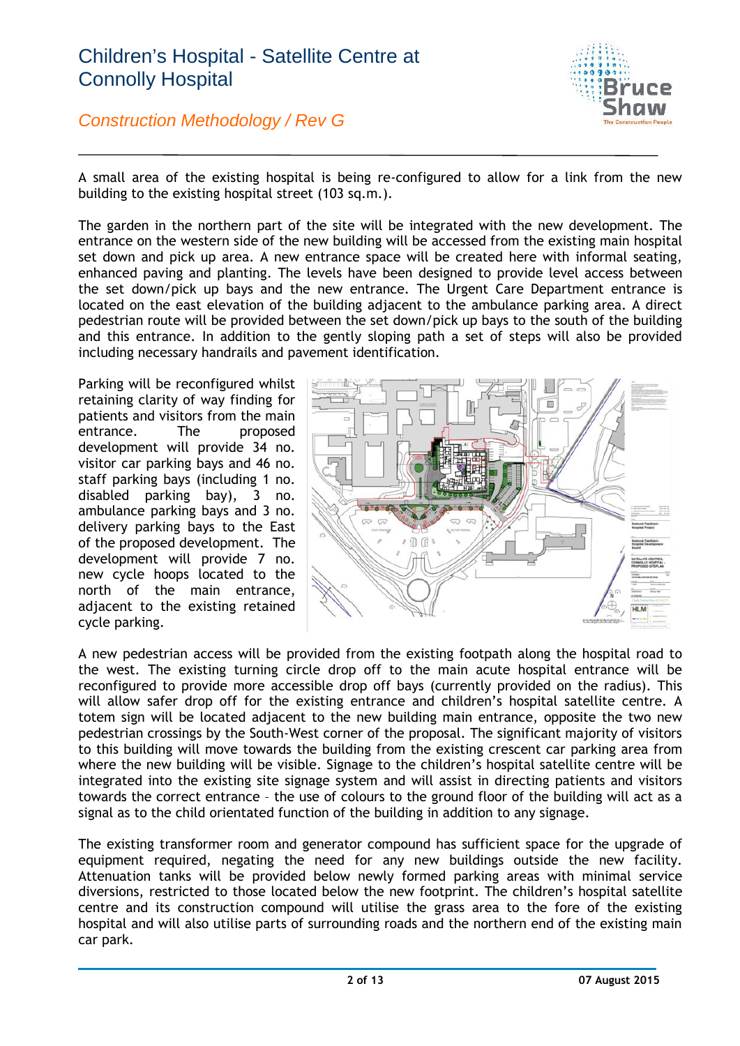A small area of the existing hospital is being re-configured to allow for a link from the new building to the existing hospital street (103 sq.m.).

The garden in the northern part of the site will be integrated with the new development. The entrance on the western side of the new building will be accessed from the existing main hospital set down and pick up area. A new entrance space will be created here with informal seating, enhanced paving and planting. The levels have been designed to provide level access between the set down/pick up bays and the new entrance. The Urgent Care Department entrance is located on the east elevation of the building adjacent to the ambulance parking area. A direct pedestrian route will be provided between the set down/pick up bays to the south of the building and this entrance. In addition to the gently sloping path a set of steps will also be provided including necessary handrails and pavement identification.

Parking will be reconfigured whilst retaining clarity of way finding for patients and visitors from the main entrance. The proposed development will provide 34 no. visitor car parking bays and 46 no. staff parking bays (including 1 no. disabled parking bay), 3 no. ambulance parking bays and 3 no. delivery parking bays to the East of the proposed development. The development will provide 7 no. new cycle hoops located to the north of the main entrance, adjacent to the existing retained cycle parking.

A new pedestrian access will be provided from the existing footpath along the hospital road to the west. The existing turning circle drop off to the main acute hospital entrance will be reconfigured to provide more accessible drop off bays (currently provided on the radius). This will allow safer drop off for the existing entrance and children's hospital satellite centre. A totem sign will be located adjacent to the new building main entrance, opposite the two new pedestrian crossings by the South-West corner of the proposal. The significant majority of visitors to this building will move towards the building from the existing crescent car parking area from where the new building will be visible. Signage to the children's hospital satellite centre will be integrated into the existing site signage system and will assist in directing patients and visitors towards the correct entrance – the use of colours to the ground floor of the building will act as a signal as to the child orientated function of the building in addition to any signage.

The existing transformer room and generator compound has sufficient space for the upgrade of equipment required, negating the need for any new buildings outside the new facility. Attenuation tanks will be provided below newly formed parking areas with minimal service diversions, restricted to those located below the new footprint. The children's hospital satellite centre and its construction compound will utilise the grass area to the fore of the existing hospital and will also utilise parts of surrounding roads and the northern end of the existing main car park.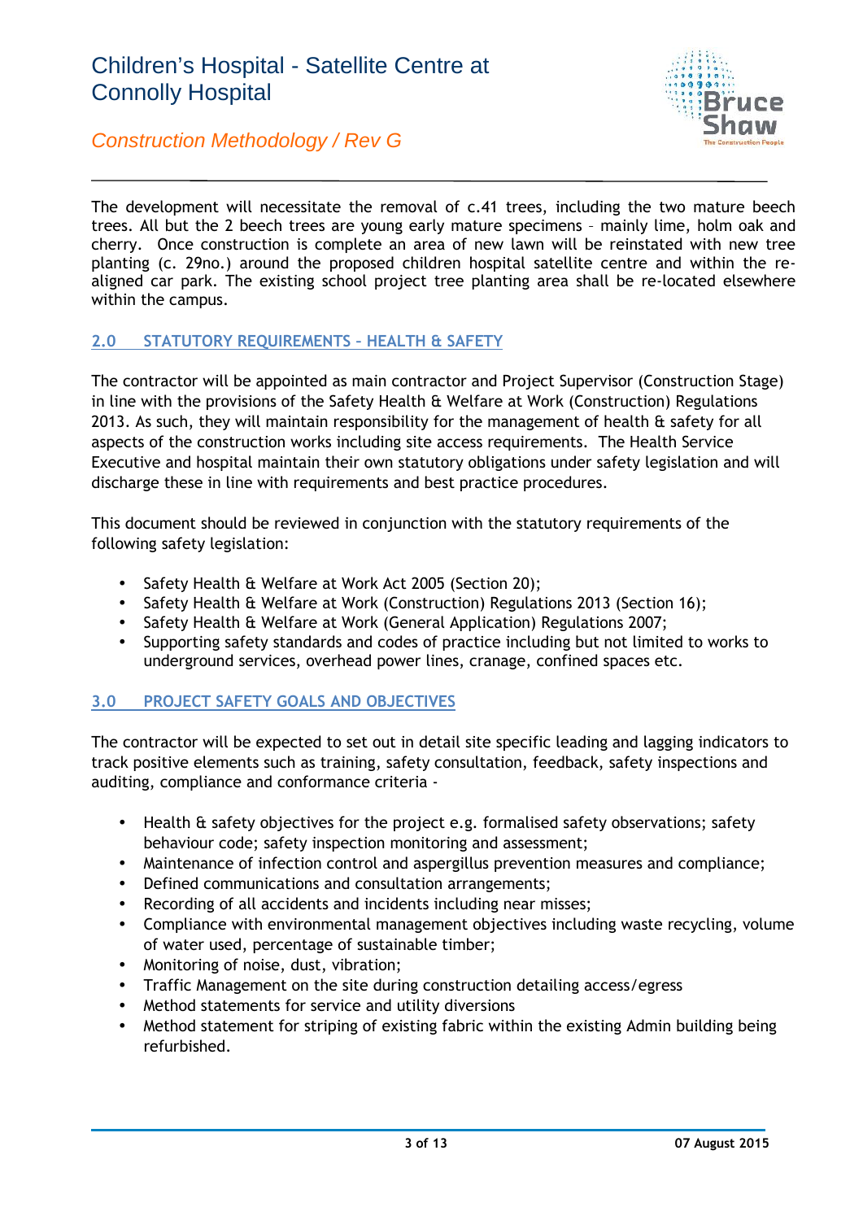The development will necessitate the removal of c.41 trees, including the two mature beech trees. All but the 2 beech trees are young early mature specimens – mainly lime, holm oak and cherry. Once construction is complete an area of new lawn will be reinstated with new tree planting (c. 29no.) around the proposed children hospital satellite centre and within the re-aligned car park. The existing school project tree planting area shall be re-located elsewhere within the campus.

## 2.0 STATUTORY REQUIREMENTS – HEALTH & SAFETY

The contractor will be appointed as main contractor and Project Supervisor (Construction Stage) in line with the provisions of the Safety Health & Welfare at Work (Construction) Regulations 2013. As such, they will maintain responsibility for the management of health & safety for all aspects of the construction works including site access requirements. The Health Service Executive and hospital maintain their own statutory obligations under safety legislation and will discharge these in line with requirements and best practice procedures.

This document should be reviewed in conjunction with the statutory requirements of the following safety legislation:

- Safety Health & Welfare at Work Act 2005 (Section 20);
- Safety Health & Welfare at Work (Construction) Regulations 2013 (Section 16);
- Safety Health & Welfare at Work (General Application) Regulations 2007;
- Supporting safety standards and codes of practice including but not limited to works to underground services, overhead power lines, cranage, confined spaces etc.

## 3.0 PROJECT SAFETY GOALS AND OBJECTIVES

The contractor will be expected to set out in detail site specific leading and lagging indicators to track positive elements such as training, safety consultation, feedback, safety inspections and auditing, compliance and conformance criteria -

- Health & safety objectives for the project e.g. formalised safety observations; safety behaviour code; safety inspection monitoring and assessment;
- Maintenance of infection control and aspergillus prevention measures and compliance;
- Defined communications and consultation arrangements;
- Recording of all accidents and incidents including near misses;
- Compliance with environmental management objectives including waste recycling, volume of water used, percentage of sustainable timber;
- Monitoring of noise, dust, vibration;
- Traffic Management on the site during construction detailing access/egress
- Method statements for service and utility diversions
- Method statement for striping of existing fabric within the existing Admin building being refurbished.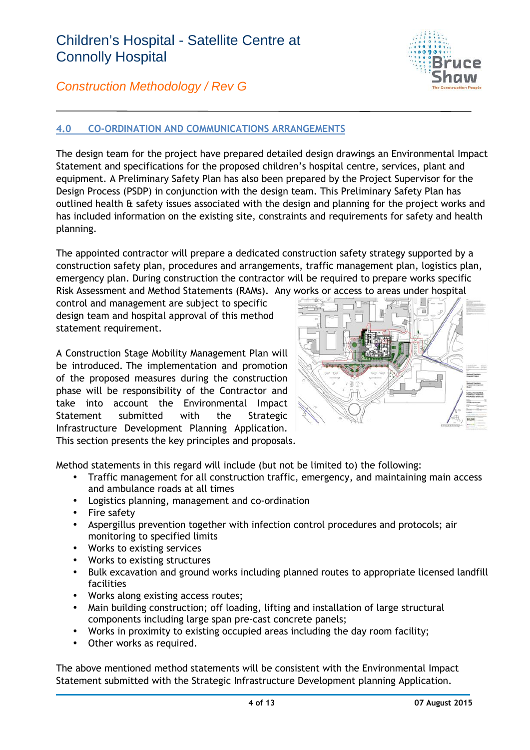## 4.0 CO-ORDINATION AND COMMUNICATIONS ARRANGEMENTS

The design team for the project have prepared detailed design drawings an Environmental Impact Statement and specifications for the proposed children's hospital centre, services, plant and equipment. A Preliminary Safety Plan has also been prepared by the Project Supervisor for the Design Process (PSDP) in conjunction with the design team. This Preliminary Safety Plan has outlined health & safety issues associated with the design and planning for the project works and has included information on the existing site, constraints and requirements for safety and health planning.

The appointed contractor will prepare a dedicated construction safety strategy supported by a construction safety plan, procedures and arrangements, traffic management plan, logistics plan, emergency plan. During construction the contractor will be required to prepare works specific Risk Assessment and Method Statements (RAMs). Any works or access to areas under hospital control and management are subject to specific design team and hospital approval of this method statement requirement.

A Construction Stage Mobility Management Plan will be introduced. The implementation and promotion of the proposed measures during the construction phase will be responsibility of the Contractor and take into account the Environmental Impact Statement submitted with the Strategic Infrastructure Development Planning Application. This section presents the key principles and proposals.

Method statements in this regard will include (but not be limited to) the following:

- Traffic management for all construction traffic, emergency, and maintaining main access and ambulance roads at all times
- Logistics planning, management and co-ordination
- Fire safety
- Aspergillus prevention together with infection control procedures and protocols; air monitoring to specified limits
- Works to existing services
- Works to existing structures
- Bulk excavation and ground works including planned routes to appropriate licensed landfill facilities
- Works along existing access routes;
- Main building construction; off loading, lifting and installation of large structural components including large span pre-cast concrete panels;
- Works in proximity to existing occupied areas including the day room facility;
- Other works as required.

The above mentioned method statements will be consistent with the Environmental Impact Statement submitted with the Strategic Infrastructure Development planning Application.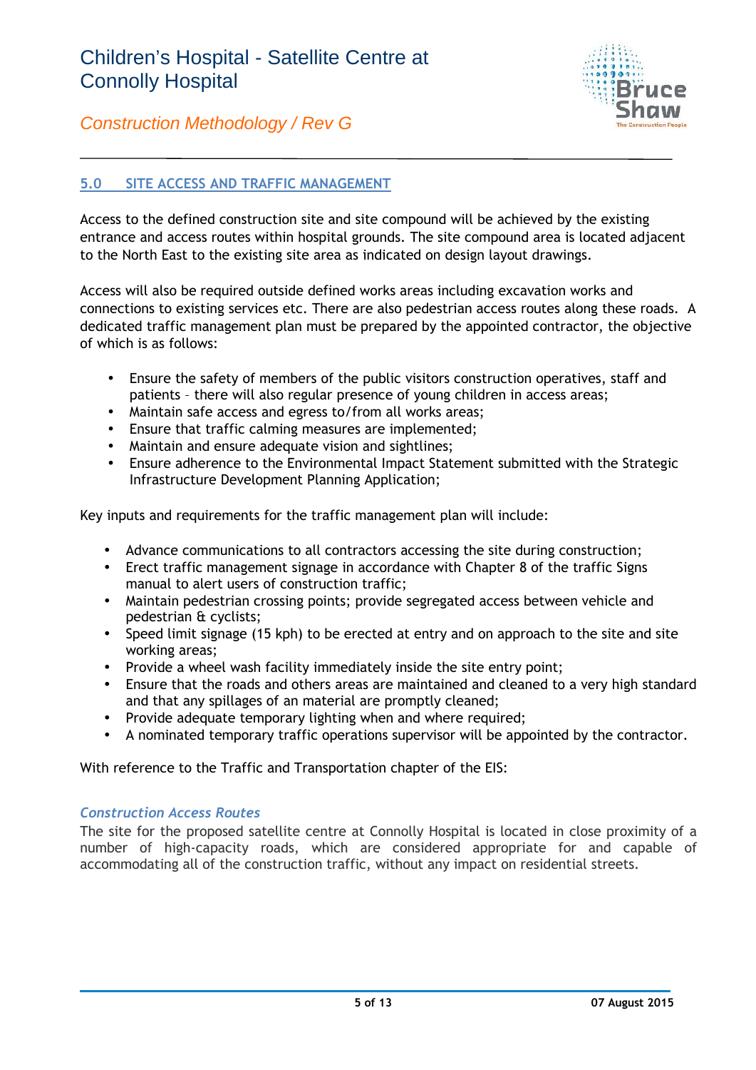## 5.0 SITE ACCESS AND TRAFFIC MANAGEMENT

Access to the defined construction site and site compound will be achieved by the existing entrance and access routes within hospital grounds. The site compound area is located adjacent to the North East to the existing site area as indicated on design layout drawings.

Access will also be required outside defined works areas including excavation works and connections to existing services etc. There are also pedestrian access routes along these roads. A dedicated traffic management plan must be prepared by the appointed contractor, the objective of which is as follows:

- Ensure the safety of members of the public visitors construction operatives, staff and patients – there will also regular presence of young children in access areas;
- Maintain safe access and egress to/from all works areas;
- Ensure that traffic calming measures are implemented;
- Maintain and ensure adequate vision and sightlines;
- Ensure adherence to the Environmental Impact Statement submitted with the Strategic Infrastructure Development Planning Application;

Key inputs and requirements for the traffic management plan will include:

- Advance communications to all contractors accessing the site during construction;
- Erect traffic management signage in accordance with Chapter 8 of the traffic Signs manual to alert users of construction traffic;
- Maintain pedestrian crossing points; provide segregated access between vehicle and pedestrian & cyclists;
- Speed limit signage (15 kph) to be erected at entry and on approach to the site and site working areas;
- Provide a wheel wash facility immediately inside the site entry point;
- Ensure that the roads and others areas are maintained and cleaned to a very high standard and that any spillages of an material are promptly cleaned;
- Provide adequate temporary lighting when and where required;
- A nominated temporary traffic operations supervisor will be appointed by the contractor.

With reference to the Traffic and Transportation chapter of the EIS:

*Construction Access Routes*

The site for the proposed satellite centre at Connolly Hospital is located in close proximity of a number of high-capacity roads, which are considered appropriate for and capable of accommodating all of the construction traffic, without any impact on residential streets.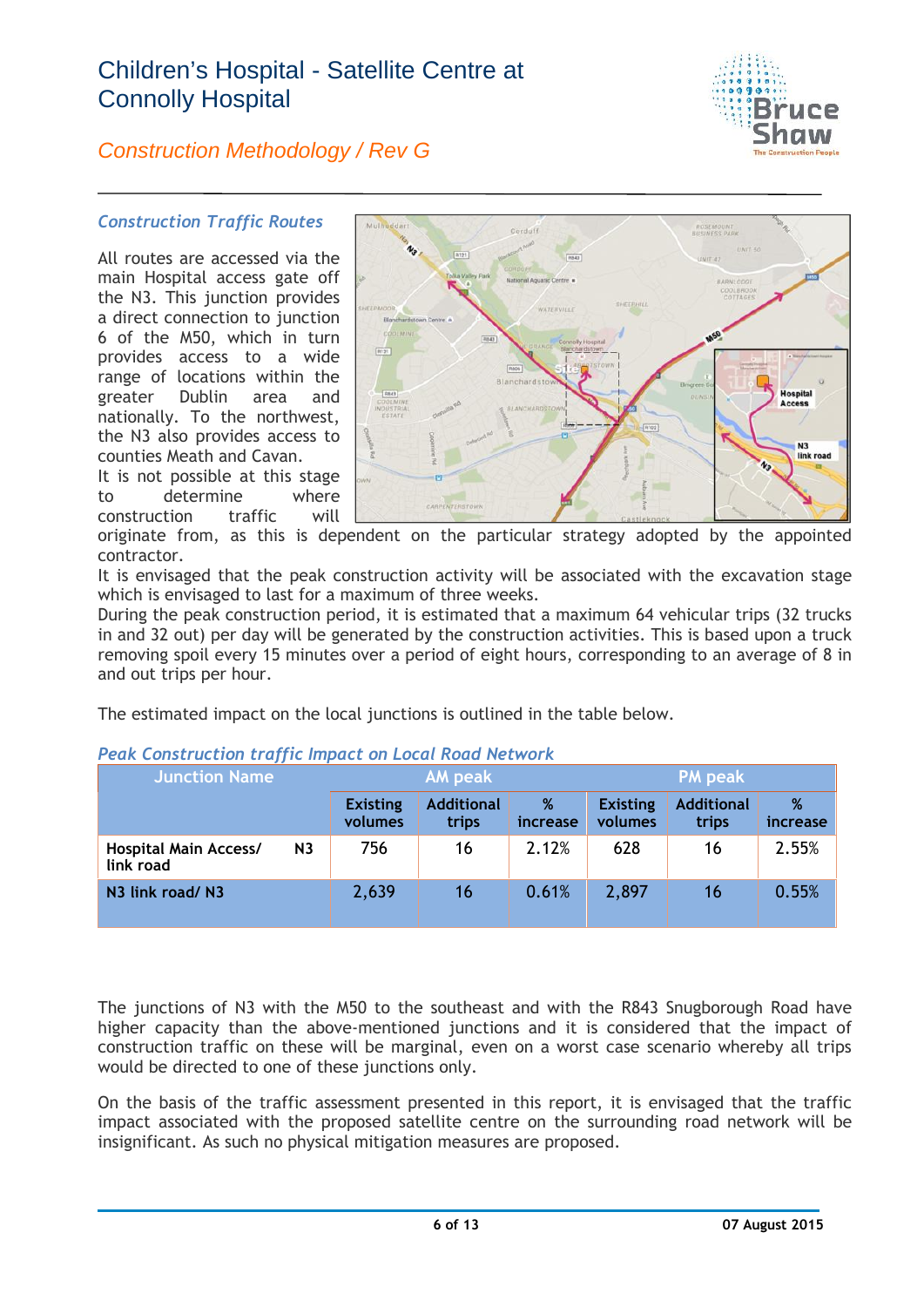### *Construction Traffic Routes*

All routes are accessed via the main Hospital access gate off the N3. This junction provides a direct connection to junction 6 of the M50, which in turn provides access to a wide range of locations within the greater Dublin area and nationally. To the northwest, the N3 also provides access to counties Meath and Cavan.

It is not possible at this stage to determine where construction traffic will originate from, as this is dependent on the particular strategy adopted by the appointed contractor.

It is envisaged that the peak construction activity will be associated with the excavation stage which is envisaged to last for a maximum of three weeks.

During the peak construction period, it is estimated that a maximum 64 vehicular trips (32 trucks in and 32 out) per day will be generated by the construction activities. This is based upon a truck removing spoil every 15 minutes over a period of eight hours, corresponding to an average of 8 in and out trips per hour.

The estimated impact on the local junctions is outlined in the table below.

*Peak Construction traffic Impact on Local Road Network*

| Junction Name | AM peak | | | PM peak | | |
|---|---|---|---|---|---|---|
| | Existing volumes | Additional trips | % increase | Existing volumes | Additional trips | % increase |
| **Hospital Main Access/ N3 link road** | 756 | 16 | 2.12% | 628 | 16 | 2.55% |
| **N3 link road/ N3** | 2,639 | 16 | 0.61% | 2,897 | 16 | 0.55% |

The junctions of N3 with the M50 to the southeast and with the R843 Snugborough Road have higher capacity than the above-mentioned junctions and it is considered that the impact of construction traffic on these will be marginal, even on a worst case scenario whereby all trips would be directed to one of these junctions only.

On the basis of the traffic assessment presented in this report, it is envisaged that the traffic impact associated with the proposed satellite centre on the surrounding road network will be insignificant. As such no physical mitigation measures are proposed.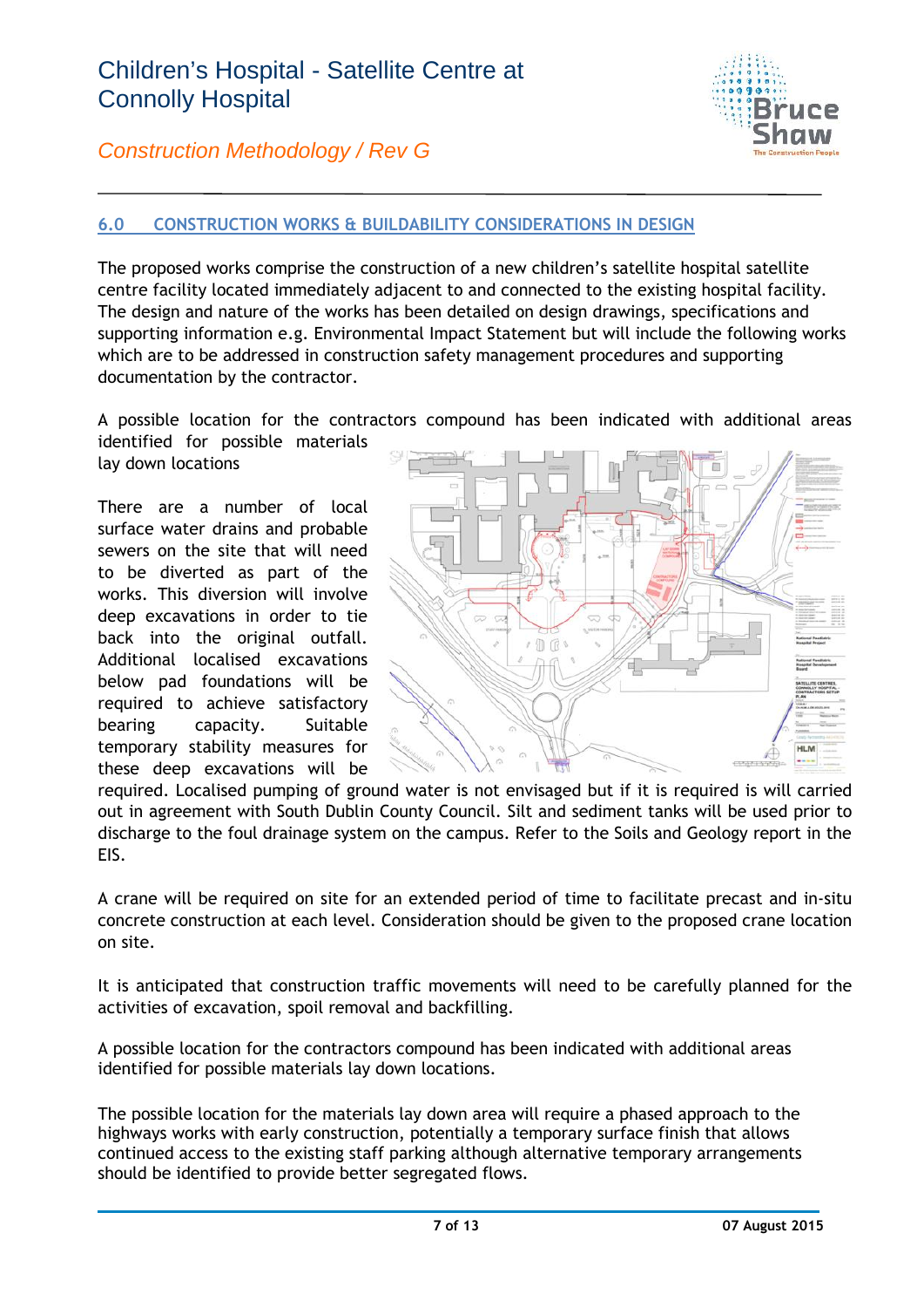## 6.0 CONSTRUCTION WORKS & BUILDABILITY CONSIDERATIONS IN DESIGN

The proposed works comprise the construction of a new children's satellite hospital satellite centre facility located immediately adjacent to and connected to the existing hospital facility. The design and nature of the works has been detailed on design drawings, specifications and supporting information e.g. Environmental Impact Statement but will include the following works which are to be addressed in construction safety management procedures and supporting documentation by the contractor.

A possible location for the contractors compound has been indicated with additional areas identified for possible materials lay down locations

There are a number of local surface water drains and probable sewers on the site that will need to be diverted as part of the works. This diversion will involve deep excavations in order to tie back into the original outfall. Additional localised excavations below pad foundations will be required to achieve satisfactory bearing capacity. Suitable temporary stability measures for these deep excavations will be required. Localised pumping of ground water is not envisaged but if it is required is will carried out in agreement with South Dublin County Council. Silt and sediment tanks will be used prior to discharge to the foul drainage system on the campus. Refer to the Soils and Geology report in the EIS.

A crane will be required on site for an extended period of time to facilitate precast and in-situ concrete construction at each level. Consideration should be given to the proposed crane location on site.

It is anticipated that construction traffic movements will need to be carefully planned for the activities of excavation, spoil removal and backfilling.

A possible location for the contractors compound has been indicated with additional areas identified for possible materials lay down locations.

The possible location for the materials lay down area will require a phased approach to the highways works with early construction, potentially a temporary surface finish that allows continued access to the existing staff parking although alternative temporary arrangements should be identified to provide better segregated flows.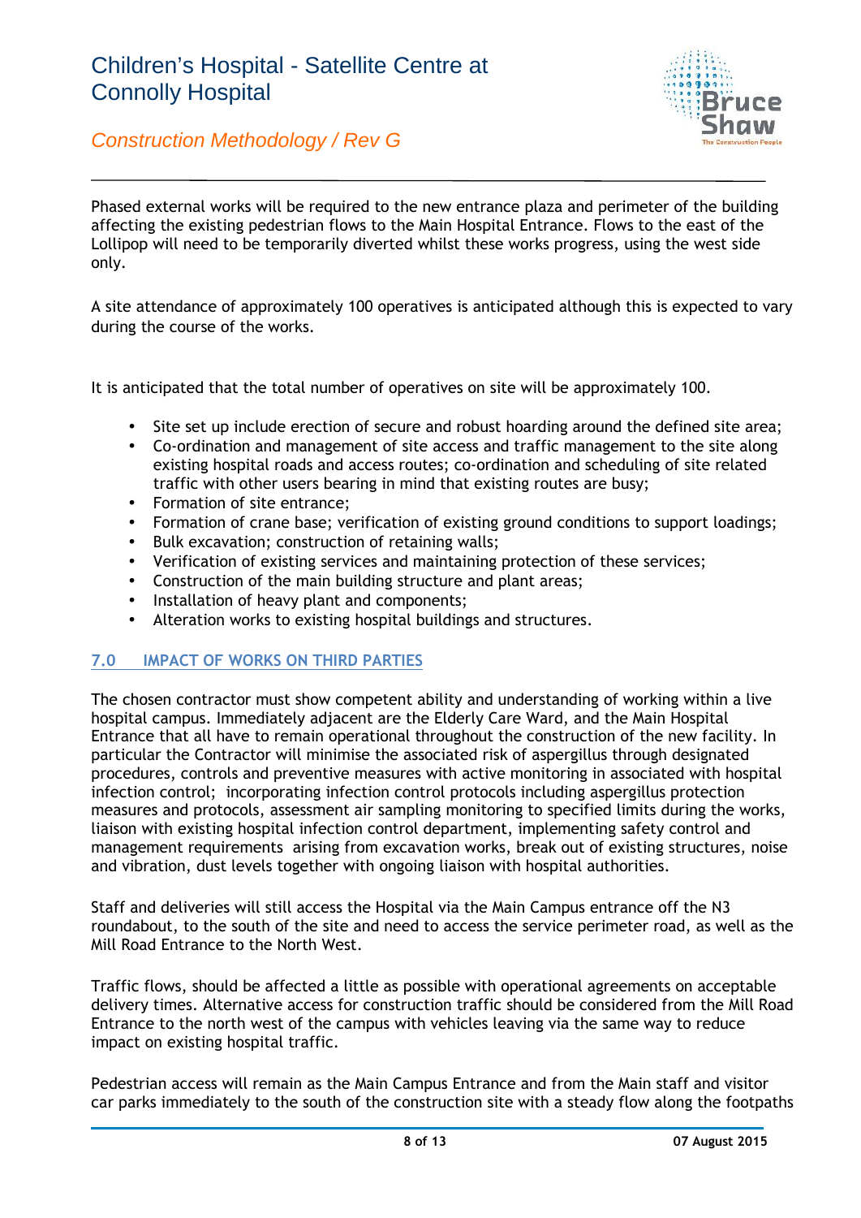Phased external works will be required to the new entrance plaza and perimeter of the building affecting the existing pedestrian flows to the Main Hospital Entrance. Flows to the east of the Lollipop will need to be temporarily diverted whilst these works progress, using the west side only.

A site attendance of approximately 100 operatives is anticipated although this is expected to vary during the course of the works.

It is anticipated that the total number of operatives on site will be approximately 100.

- Site set up include erection of secure and robust hoarding around the defined site area;
- Co-ordination and management of site access and traffic management to the site along existing hospital roads and access routes; co-ordination and scheduling of site related traffic with other users bearing in mind that existing routes are busy;
- Formation of site entrance;
- Formation of crane base; verification of existing ground conditions to support loadings;
- Bulk excavation; construction of retaining walls;
- Verification of existing services and maintaining protection of these services;
- Construction of the main building structure and plant areas;
- Installation of heavy plant and components;
- Alteration works to existing hospital buildings and structures.

## 7.0 IMPACT OF WORKS ON THIRD PARTIES

The chosen contractor must show competent ability and understanding of working within a live hospital campus. Immediately adjacent are the Elderly Care Ward, and the Main Hospital Entrance that all have to remain operational throughout the construction of the new facility. In particular the Contractor will minimise the associated risk of aspergillus through designated procedures, controls and preventive measures with active monitoring in associated with hospital infection control; incorporating infection control protocols including aspergillus protection measures and protocols, assessment air sampling monitoring to specified limits during the works, liaison with existing hospital infection control department, implementing safety control and management requirements arising from excavation works, break out of existing structures, noise and vibration, dust levels together with ongoing liaison with hospital authorities.

Staff and deliveries will still access the Hospital via the Main Campus entrance off the N3 roundabout, to the south of the site and need to access the service perimeter road, as well as the Mill Road Entrance to the North West.

Traffic flows, should be affected a little as possible with operational agreements on acceptable delivery times. Alternative access for construction traffic should be considered from the Mill Road Entrance to the north west of the campus with vehicles leaving via the same way to reduce impact on existing hospital traffic.

Pedestrian access will remain as the Main Campus Entrance and from the Main staff and visitor car parks immediately to the south of the construction site with a steady flow along the footpaths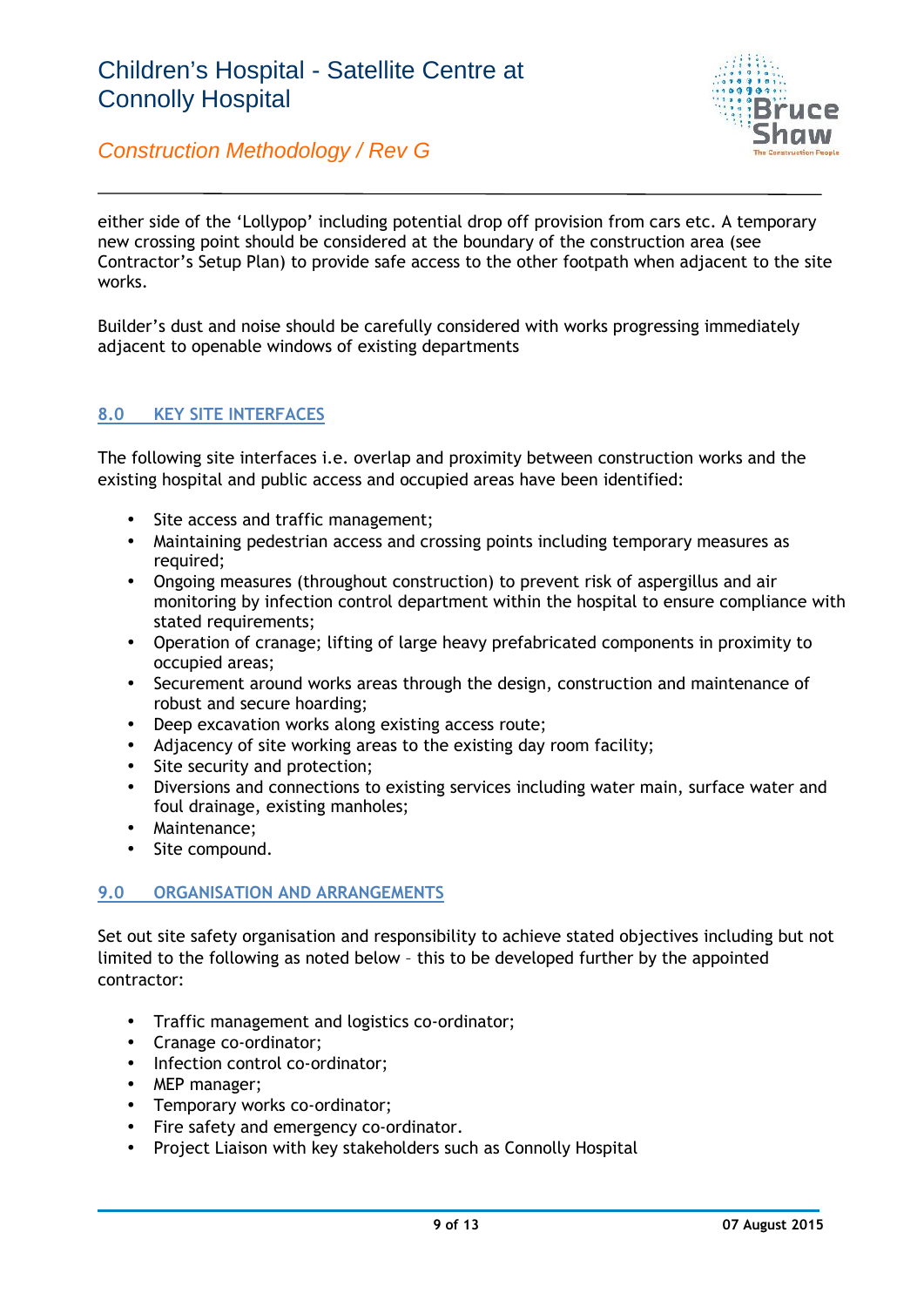either side of the 'Lollypop' including potential drop off provision from cars etc. A temporary new crossing point should be considered at the boundary of the construction area (see Contractor's Setup Plan) to provide safe access to the other footpath when adjacent to the site works.

Builder's dust and noise should be carefully considered with works progressing immediately adjacent to openable windows of existing departments

## 8.0 KEY SITE INTERFACES

The following site interfaces i.e. overlap and proximity between construction works and the existing hospital and public access and occupied areas have been identified:

- Site access and traffic management;
- Maintaining pedestrian access and crossing points including temporary measures as required;
- Ongoing measures (throughout construction) to prevent risk of aspergillus and air monitoring by infection control department within the hospital to ensure compliance with stated requirements;
- Operation of cranage; lifting of large heavy prefabricated components in proximity to occupied areas;
- Securement around works areas through the design, construction and maintenance of robust and secure hoarding;
- Deep excavation works along existing access route;
- Adjacency of site working areas to the existing day room facility;
- Site security and protection;
- Diversions and connections to existing services including water main, surface water and foul drainage, existing manholes;
- Maintenance;
- Site compound.

## 9.0 ORGANISATION AND ARRANGEMENTS

Set out site safety organisation and responsibility to achieve stated objectives including but not limited to the following as noted below – this to be developed further by the appointed contractor:

- Traffic management and logistics co-ordinator;
- Cranage co-ordinator;
- Infection control co-ordinator;
- MEP manager;
- Temporary works co-ordinator;
- Fire safety and emergency co-ordinator.
- Project Liaison with key stakeholders such as Connolly Hospital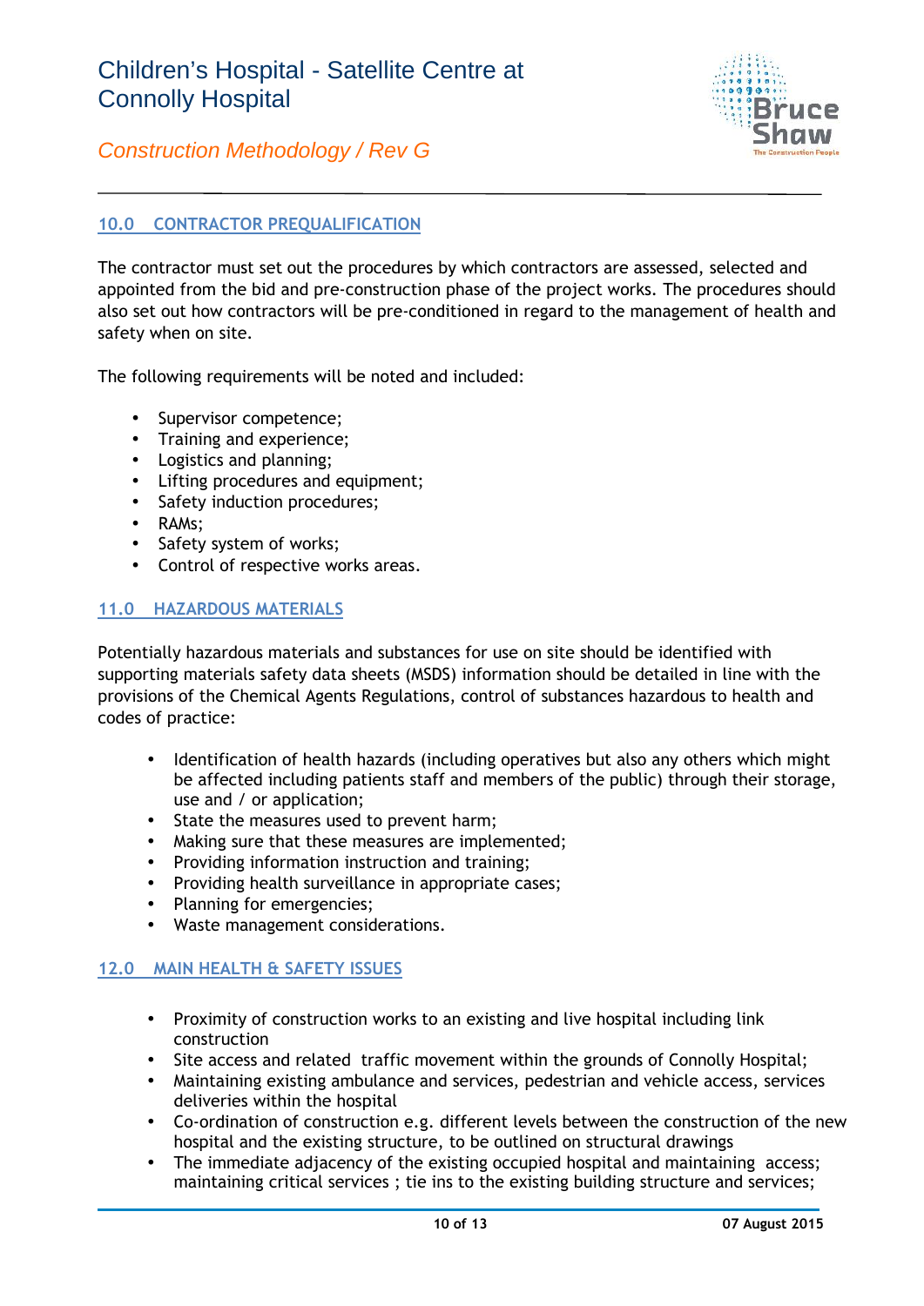## 10.0 CONTRACTOR PREQUALIFICATION

The contractor must set out the procedures by which contractors are assessed, selected and appointed from the bid and pre-construction phase of the project works. The procedures should also set out how contractors will be pre-conditioned in regard to the management of health and safety when on site.

The following requirements will be noted and included:

- Supervisor competence;
- Training and experience;
- Logistics and planning;
- Lifting procedures and equipment;
- Safety induction procedures;
- RAMs;
- Safety system of works;
- Control of respective works areas.

## 11.0 HAZARDOUS MATERIALS

Potentially hazardous materials and substances for use on site should be identified with supporting materials safety data sheets (MSDS) information should be detailed in line with the provisions of the Chemical Agents Regulations, control of substances hazardous to health and codes of practice:

- Identification of health hazards (including operatives but also any others which might be affected including patients staff and members of the public) through their storage, use and / or application;
- State the measures used to prevent harm;
- Making sure that these measures are implemented;
- Providing information instruction and training;
- Providing health surveillance in appropriate cases;
- Planning for emergencies;
- Waste management considerations.

## 12.0 MAIN HEALTH & SAFETY ISSUES

- Proximity of construction works to an existing and live hospital including link construction
- Site access and related traffic movement within the grounds of Connolly Hospital;
- Maintaining existing ambulance and services, pedestrian and vehicle access, services deliveries within the hospital
- Co-ordination of construction e.g. different levels between the construction of the new hospital and the existing structure, to be outlined on structural drawings
- The immediate adjacency of the existing occupied hospital and maintaining access; maintaining critical services ; tie ins to the existing building structure and services;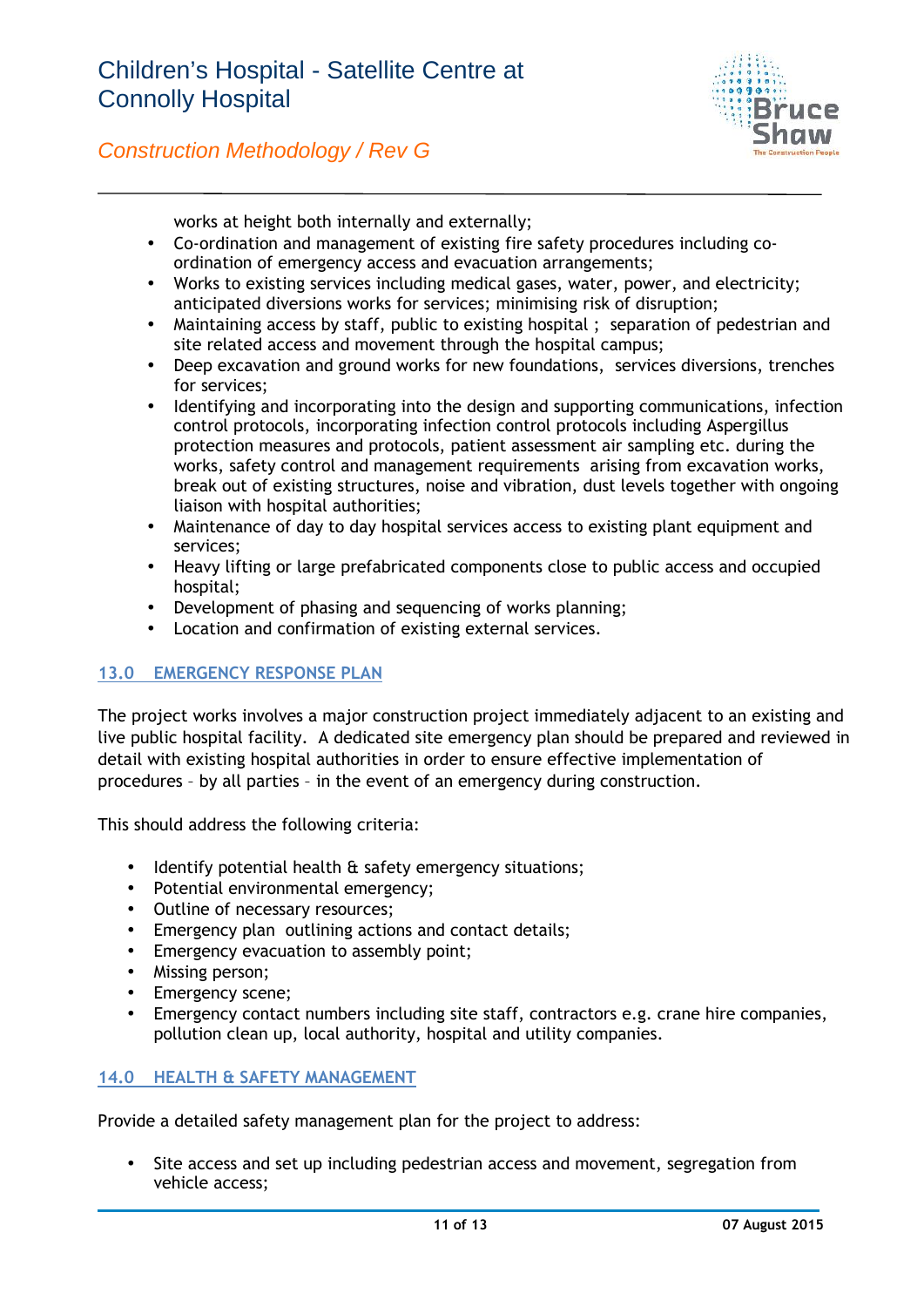works at height both internally and externally;

- Co-ordination and management of existing fire safety procedures including co-ordination of emergency access and evacuation arrangements;
- Works to existing services including medical gases, water, power, and electricity; anticipated diversions works for services; minimising risk of disruption;
- Maintaining access by staff, public to existing hospital ; separation of pedestrian and site related access and movement through the hospital campus;
- Deep excavation and ground works for new foundations, services diversions, trenches for services;
- Identifying and incorporating into the design and supporting communications, infection control protocols, incorporating infection control protocols including Aspergillus protection measures and protocols, patient assessment air sampling etc. during the works, safety control and management requirements arising from excavation works, break out of existing structures, noise and vibration, dust levels together with ongoing liaison with hospital authorities;
- Maintenance of day to day hospital services access to existing plant equipment and services;
- Heavy lifting or large prefabricated components close to public access and occupied hospital;
- Development of phasing and sequencing of works planning;
- Location and confirmation of existing external services.

## 13.0 EMERGENCY RESPONSE PLAN

The project works involves a major construction project immediately adjacent to an existing and live public hospital facility. A dedicated site emergency plan should be prepared and reviewed in detail with existing hospital authorities in order to ensure effective implementation of procedures – by all parties – in the event of an emergency during construction.

This should address the following criteria:

- Identify potential health & safety emergency situations;
- Potential environmental emergency;
- Outline of necessary resources;
- Emergency plan outlining actions and contact details;
- Emergency evacuation to assembly point;
- Missing person;
- Emergency scene;
- Emergency contact numbers including site staff, contractors e.g. crane hire companies, pollution clean up, local authority, hospital and utility companies.

## 14.0 HEALTH & SAFETY MANAGEMENT

Provide a detailed safety management plan for the project to address:

- Site access and set up including pedestrian access and movement, segregation from vehicle access;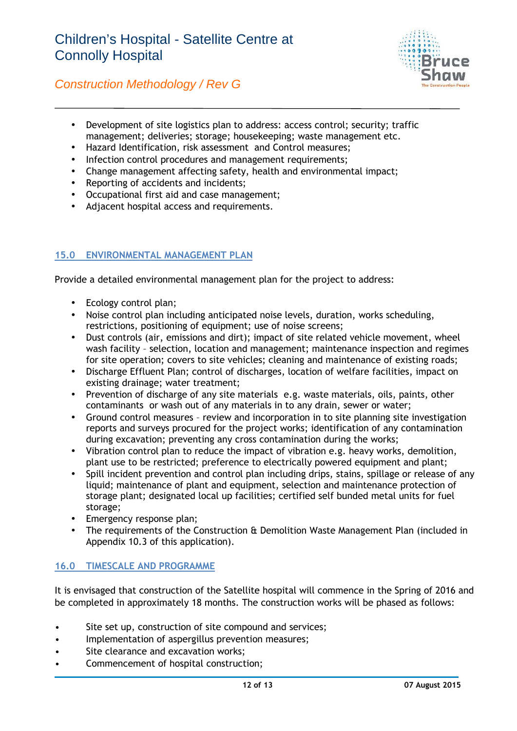- Development of site logistics plan to address: access control; security; traffic management; deliveries; storage; housekeeping; waste management etc.
- Hazard Identification, risk assessment and Control measures;
- Infection control procedures and management requirements;
- Change management affecting safety, health and environmental impact;
- Reporting of accidents and incidents;
- Occupational first aid and case management;
- Adjacent hospital access and requirements.

## 15.0 ENVIRONMENTAL MANAGEMENT PLAN

Provide a detailed environmental management plan for the project to address:

- Ecology control plan;
- Noise control plan including anticipated noise levels, duration, works scheduling, restrictions, positioning of equipment; use of noise screens;
- Dust controls (air, emissions and dirt); impact of site related vehicle movement, wheel wash facility – selection, location and management; maintenance inspection and regimes for site operation; covers to site vehicles; cleaning and maintenance of existing roads;
- Discharge Effluent Plan; control of discharges, location of welfare facilities, impact on existing drainage; water treatment;
- Prevention of discharge of any site materials e.g. waste materials, oils, paints, other contaminants or wash out of any materials in to any drain, sewer or water;
- Ground control measures – review and incorporation in to site planning site investigation reports and surveys procured for the project works; identification of any contamination during excavation; preventing any cross contamination during the works;
- Vibration control plan to reduce the impact of vibration e.g. heavy works, demolition, plant use to be restricted; preference to electrically powered equipment and plant;
- Spill incident prevention and control plan including drips, stains, spillage or release of any liquid; maintenance of plant and equipment, selection and maintenance protection of storage plant; designated local up facilities; certified self bunded metal units for fuel storage;
- Emergency response plan;
- The requirements of the Construction & Demolition Waste Management Plan (included in Appendix 10.3 of this application).

## 16.0 TIMESCALE AND PROGRAMME

It is envisaged that construction of the Satellite hospital will commence in the Spring of 2016 and be completed in approximately 18 months. The construction works will be phased as follows:

- Site set up, construction of site compound and services;
- Implementation of aspergillus prevention measures;
- Site clearance and excavation works;
- Commencement of hospital construction;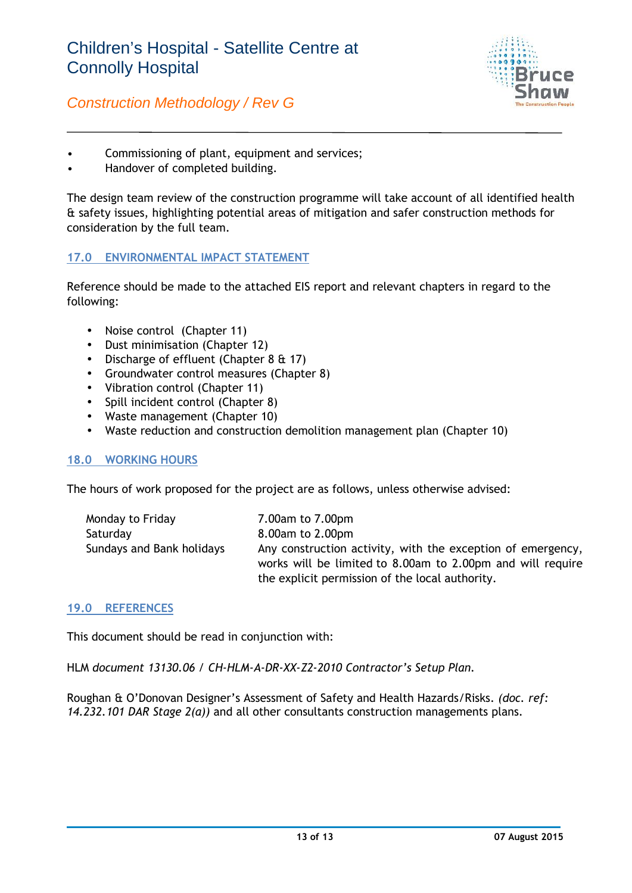- Commissioning of plant, equipment and services;
- Handover of completed building.

The design team review of the construction programme will take account of all identified health & safety issues, highlighting potential areas of mitigation and safer construction methods for consideration by the full team.

## 17.0 ENVIRONMENTAL IMPACT STATEMENT

Reference should be made to the attached EIS report and relevant chapters in regard to the following:

- Noise control (Chapter 11)
- Dust minimisation (Chapter 12)
- Discharge of effluent (Chapter 8 & 17)
- Groundwater control measures (Chapter 8)
- Vibration control (Chapter 11)
- Spill incident control (Chapter 8)
- Waste management (Chapter 10)
- Waste reduction and construction demolition management plan (Chapter 10)

## 18.0 WORKING HOURS

The hours of work proposed for the project are as follows, unless otherwise advised:

| | |
|---|---|
| Monday to Friday | 7.00am to 7.00pm |
| Saturday | 8.00am to 2.00pm |
| Sundays and Bank holidays | Any construction activity, with the exception of emergency, works will be limited to 8.00am to 2.00pm and will require the explicit permission of the local authority. |

## 19.0 REFERENCES

This document should be read in conjunction with:

HLM *document 13130.06 / CH-HLM-A-DR-XX-Z2-2010 Contractor's Setup Plan.*

Roughan & O'Donovan Designer's Assessment of Safety and Health Hazards/Risks. *(doc. ref: 14.232.101 DAR Stage 2(a))* and all other consultants construction managements plans.